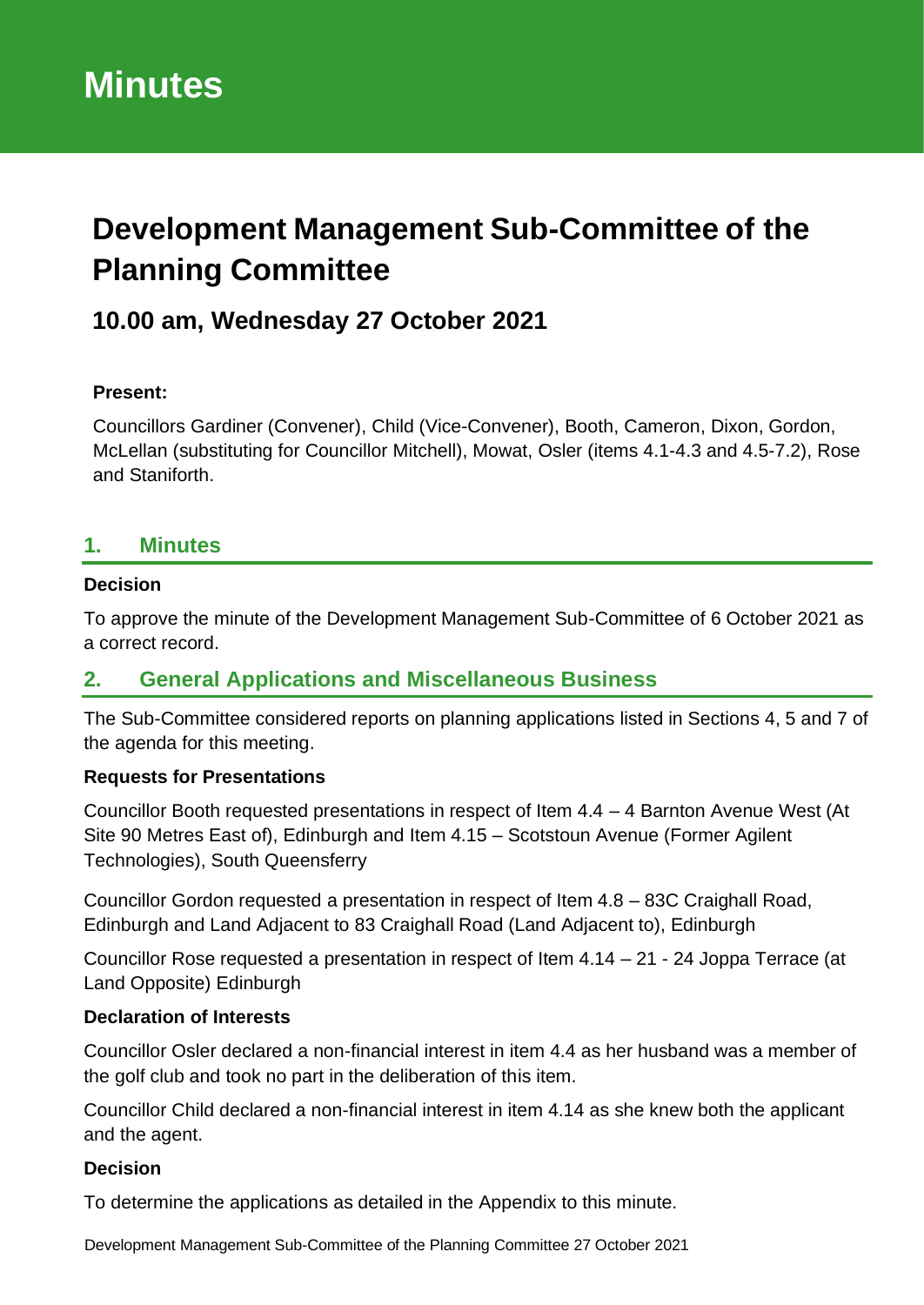# Minutes

## Development Management Sub-Committee of the Planning Committee

### 10.00 am, Wednesday 27 October 2021

**Present:**

Councillors Gardiner (Convener), Child (Vice-Convener), Booth, Cameron, Dixon, Gordon, McLellan (substituting for Councillor Mitchell), Mowat, Osler (items 4.1-4.3 and 4.5-7.2), Rose and Staniforth.

## 1. Minutes

**Decision**

To approve the minute of the Development Management Sub-Committee of 6 October 2021 as a correct record.

## 2. General Applications and Miscellaneous Business

The Sub-Committee considered reports on planning applications listed in Sections 4, 5 and 7 of the agenda for this meeting.

**Requests for Presentations**

Councillor Booth requested presentations in respect of Item 4.4 – 4 Barnton Avenue West (At Site 90 Metres East of), Edinburgh and Item 4.15 – Scotstoun Avenue (Former Agilent Technologies), South Queensferry

Councillor Gordon requested a presentation in respect of Item 4.8 – 83C Craighall Road, Edinburgh and Land Adjacent to 83 Craighall Road (Land Adjacent to), Edinburgh

Councillor Rose requested a presentation in respect of Item 4.14 – 21 - 24 Joppa Terrace (at Land Opposite) Edinburgh

**Declaration of Interests**

Councillor Osler declared a non-financial interest in item 4.4 as her husband was a member of the golf club and took no part in the deliberation of this item.

Councillor Child declared a non-financial interest in item 4.14 as she knew both the applicant and the agent.

**Decision**

To determine the applications as detailed in the Appendix to this minute.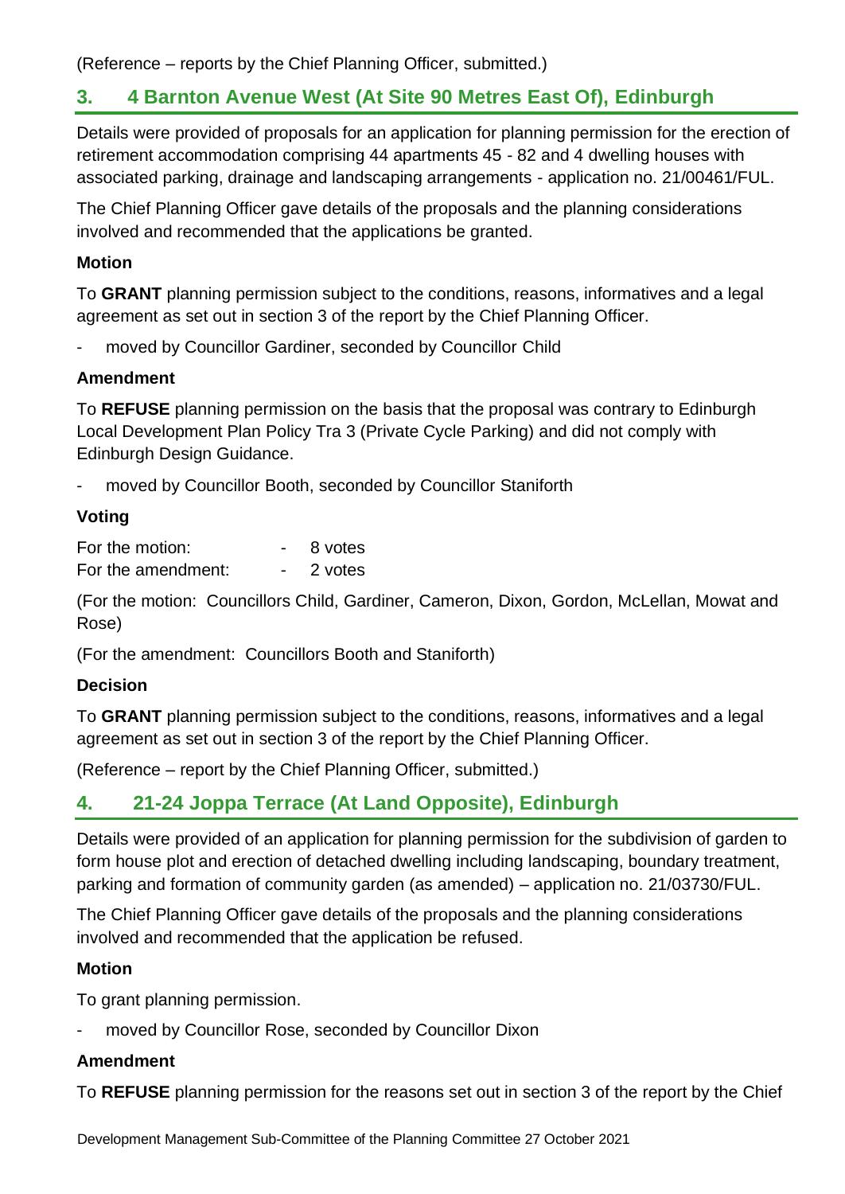(Reference – reports by the Chief Planning Officer, submitted.)

## 3. 4 Barnton Avenue West (At Site 90 Metres East Of), Edinburgh

Details were provided of proposals for an application for planning permission for the erection of retirement accommodation comprising 44 apartments 45 - 82 and 4 dwelling houses with associated parking, drainage and landscaping arrangements - application no. 21/00461/FUL.

The Chief Planning Officer gave details of the proposals and the planning considerations involved and recommended that the applications be granted.

**Motion**

To **GRANT** planning permission subject to the conditions, reasons, informatives and a legal agreement as set out in section 3 of the report by the Chief Planning Officer.

- moved by Councillor Gardiner, seconded by Councillor Child

**Amendment**

To **REFUSE** planning permission on the basis that the proposal was contrary to Edinburgh Local Development Plan Policy Tra 3 (Private Cycle Parking) and did not comply with Edinburgh Design Guidance.

- moved by Councillor Booth, seconded by Councillor Staniforth

**Voting**

For the motion: - 8 votes
For the amendment: - 2 votes

(For the motion: Councillors Child, Gardiner, Cameron, Dixon, Gordon, McLellan, Mowat and Rose)

(For the amendment: Councillors Booth and Staniforth)

**Decision**

To **GRANT** planning permission subject to the conditions, reasons, informatives and a legal agreement as set out in section 3 of the report by the Chief Planning Officer.

(Reference – report by the Chief Planning Officer, submitted.)

## 4. 21-24 Joppa Terrace (At Land Opposite), Edinburgh

Details were provided of an application for planning permission for the subdivision of garden to form house plot and erection of detached dwelling including landscaping, boundary treatment, parking and formation of community garden (as amended) – application no. 21/03730/FUL.

The Chief Planning Officer gave details of the proposals and the planning considerations involved and recommended that the application be refused.

**Motion**

To grant planning permission.

- moved by Councillor Rose, seconded by Councillor Dixon

**Amendment**

To **REFUSE** planning permission for the reasons set out in section 3 of the report by the Chief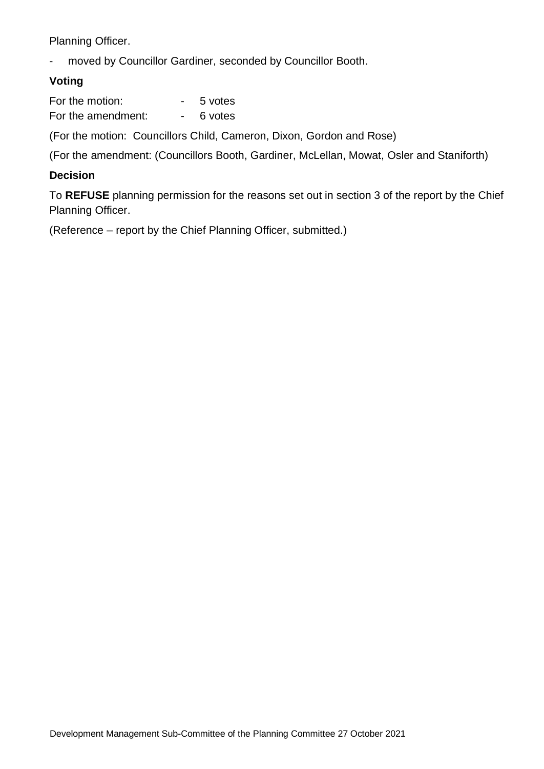Planning Officer.

- moved by Councillor Gardiner, seconded by Councillor Booth.

**Voting**

For the motion: - 5 votes
For the amendment: - 6 votes

(For the motion: Councillors Child, Cameron, Dixon, Gordon and Rose)

(For the amendment: (Councillors Booth, Gardiner, McLellan, Mowat, Osler and Staniforth)

**Decision**

To **REFUSE** planning permission for the reasons set out in section 3 of the report by the Chief Planning Officer.

(Reference – report by the Chief Planning Officer, submitted.)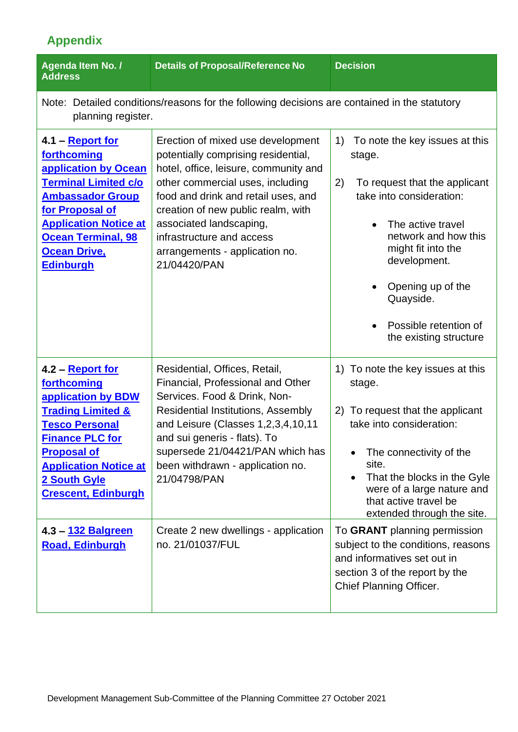## Appendix

| Agenda Item No. / Address | Details of Proposal/Reference No | Decision |
|---|---|---|
| Note: Detailed conditions/reasons for the following decisions are contained in the statutory planning register. | | |
| **4.1 – Report for forthcoming application by Ocean Terminal Limited c/o Ambassador Group for Proposal of Application Notice at Ocean Terminal, 98 Ocean Drive, Edinburgh** | Erection of mixed use development potentially comprising residential, hotel, office, leisure, community and other commercial uses, including food and drink and retail uses, and creation of new public realm, with associated landscaping, infrastructure and access arrangements - application no. 21/04420/PAN | 1) To note the key issues at this stage.<br><br>2) To request that the applicant take into consideration:<br>• The active travel network and how this might fit into the development.<br>• Opening up of the Quayside.<br>• Possible retention of the existing structure |
| **4.2 – Report for forthcoming application by BDW Trading Limited & Tesco Personal Finance PLC for Proposal of Application Notice at 2 South Gyle Crescent, Edinburgh** | Residential, Offices, Retail, Financial, Professional and Other Services. Food & Drink, Non-Residential Institutions, Assembly and Leisure (Classes 1,2,3,4,10,11 and sui generis - flats). To supersede 21/04421/PAN which has been withdrawn - application no. 21/04798/PAN | 1) To note the key issues at this stage.<br><br>2) To request that the applicant take into consideration:<br>• The connectivity of the site.<br>• That the blocks in the Gyle were of a large nature and that active travel be extended through the site. |
| **4.3 – 132 Balgreen Road, Edinburgh** | Create 2 new dwellings - application no. 21/01037/FUL | To **GRANT** planning permission subject to the conditions, reasons and informatives set out in section 3 of the report by the Chief Planning Officer. |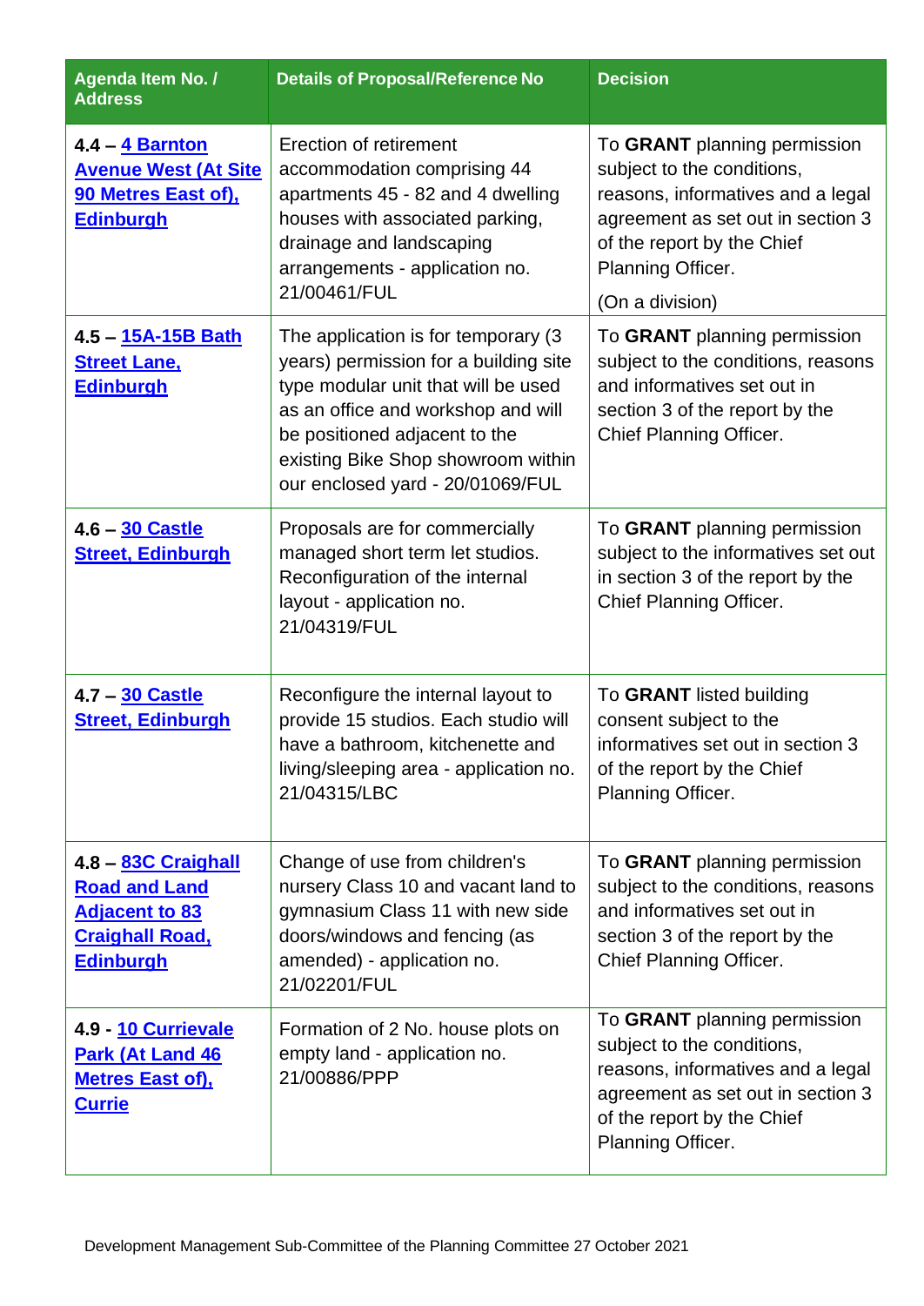| Agenda Item No. / Address | Details of Proposal/Reference No | Decision |
|---|---|---|
| 4.4 – 4 Barnton Avenue West (At Site 90 Metres East of), Edinburgh | Erection of retirement accommodation comprising 44 apartments 45 - 82 and 4 dwelling houses with associated parking, drainage and landscaping arrangements - application no. 21/00461/FUL | To **GRANT** planning permission subject to the conditions, reasons, informatives and a legal agreement as set out in section 3 of the report by the Chief Planning Officer. (On a division) |
| 4.5 – 15A-15B Bath Street Lane, Edinburgh | The application is for temporary (3 years) permission for a building site type modular unit that will be used as an office and workshop and will be positioned adjacent to the existing Bike Shop showroom within our enclosed yard - 20/01069/FUL | To **GRANT** planning permission subject to the conditions, reasons and informatives set out in section 3 of the report by the Chief Planning Officer. |
| 4.6 – 30 Castle Street, Edinburgh | Proposals are for commercially managed short term let studios. Reconfiguration of the internal layout - application no. 21/04319/FUL | To **GRANT** planning permission subject to the informatives set out in section 3 of the report by the Chief Planning Officer. |
| 4.7 – 30 Castle Street, Edinburgh | Reconfigure the internal layout to provide 15 studios. Each studio will have a bathroom, kitchenette and living/sleeping area - application no. 21/04315/LBC | To **GRANT** listed building consent subject to the informatives set out in section 3 of the report by the Chief Planning Officer. |
| 4.8 – 83C Craighall Road and Land Adjacent to 83 Craighall Road, Edinburgh | Change of use from children's nursery Class 10 and vacant land to gymnasium Class 11 with new side doors/windows and fencing (as amended) - application no. 21/02201/FUL | To **GRANT** planning permission subject to the conditions, reasons and informatives set out in section 3 of the report by the Chief Planning Officer. |
| 4.9 - 10 Currievale Park (At Land 46 Metres East of), Currie | Formation of 2 No. house plots on empty land - application no. 21/00886/PPP | To **GRANT** planning permission subject to the conditions, reasons, informatives and a legal agreement as set out in section 3 of the report by the Chief Planning Officer. |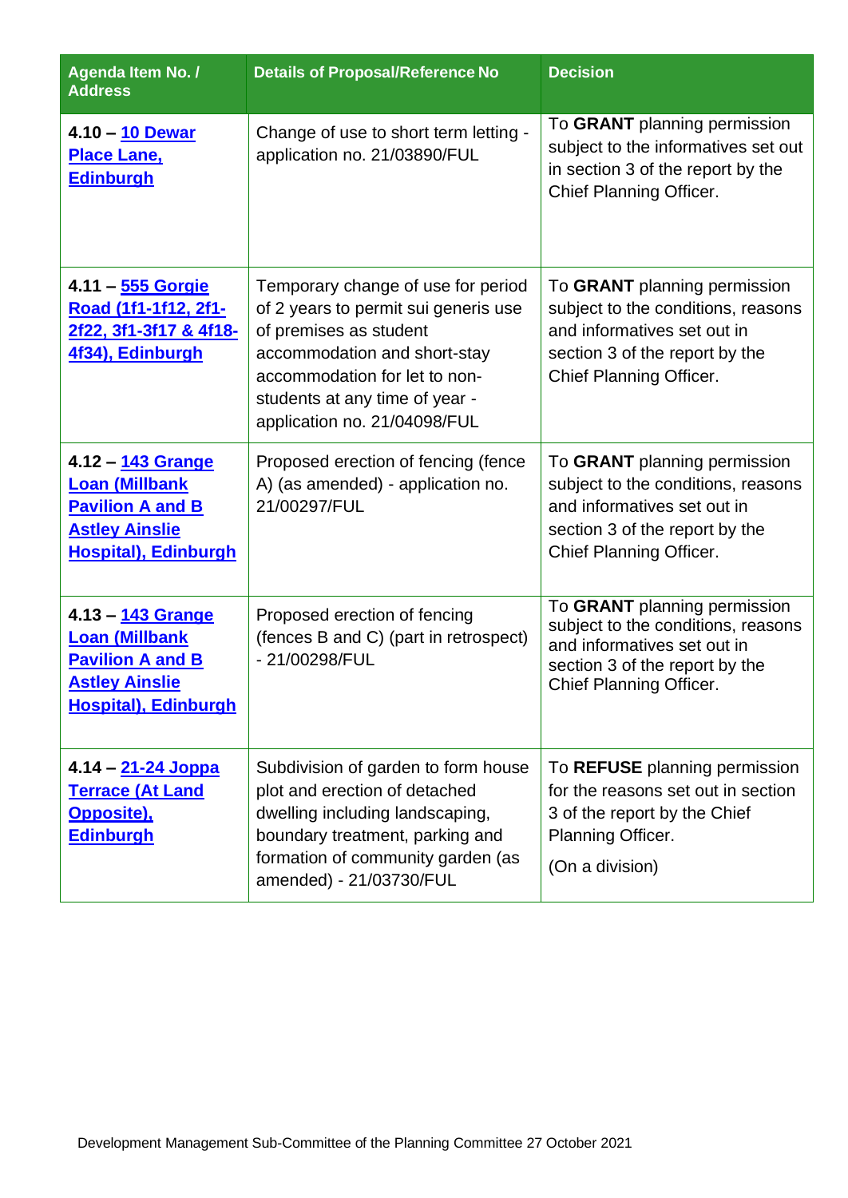| Agenda Item No. / Address | Details of Proposal/Reference No | Decision |
|---|---|---|
| **4.10 – 10 Dewar Place Lane, Edinburgh** | Change of use to short term letting - application no. 21/03890/FUL | To **GRANT** planning permission subject to the informatives set out in section 3 of the report by the Chief Planning Officer. |
| **4.11 – 555 Gorgie Road (1f1-1f12, 2f1-2f22, 3f1-3f17 & 4f18-4f34), Edinburgh** | Temporary change of use for period of 2 years to permit sui generis use of premises as student accommodation and short-stay accommodation for let to non-students at any time of year - application no. 21/04098/FUL | To **GRANT** planning permission subject to the conditions, reasons and informatives set out in section 3 of the report by the Chief Planning Officer. |
| **4.12 – 143 Grange Loan (Millbank Pavilion A and B Astley Ainslie Hospital), Edinburgh** | Proposed erection of fencing (fence A) (as amended) - application no. 21/00297/FUL | To **GRANT** planning permission subject to the conditions, reasons and informatives set out in section 3 of the report by the Chief Planning Officer. |
| **4.13 – 143 Grange Loan (Millbank Pavilion A and B Astley Ainslie Hospital), Edinburgh** | Proposed erection of fencing (fences B and C) (part in retrospect) - 21/00298/FUL | To **GRANT** planning permission subject to the conditions, reasons and informatives set out in section 3 of the report by the Chief Planning Officer. |
| **4.14 – 21-24 Joppa Terrace (At Land Opposite), Edinburgh** | Subdivision of garden to form house plot and erection of detached dwelling including landscaping, boundary treatment, parking and formation of community garden (as amended) - 21/03730/FUL | To **REFUSE** planning permission for the reasons set out in section 3 of the report by the Chief Planning Officer.<br><br>(On a division) |

Development Management Sub-Committee of the Planning Committee 27 October 2021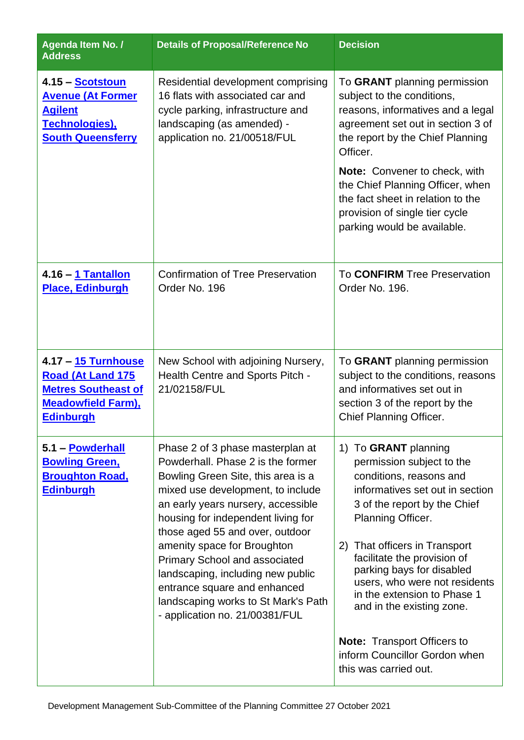| Agenda Item No. / Address | Details of Proposal/Reference No | Decision |
|---|---|---|
| **4.15 – Scotstoun Avenue (At Former Agilent Technologies), South Queensferry** | Residential development comprising 16 flats with associated car and cycle parking, infrastructure and landscaping (as amended) - application no. 21/00518/FUL | To **GRANT** planning permission subject to the conditions, reasons, informatives and a legal agreement set out in section 3 of the report by the Chief Planning Officer.<br><br>**Note:** Convener to check, with the Chief Planning Officer, when the fact sheet in relation to the provision of single tier cycle parking would be available. |
| **4.16 – 1 Tantallon Place, Edinburgh** | Confirmation of Tree Preservation Order No. 196 | To **CONFIRM** Tree Preservation Order No. 196. |
| **4.17 – 15 Turnhouse Road (At Land 175 Metres Southeast of Meadowfield Farm), Edinburgh** | New School with adjoining Nursery, Health Centre and Sports Pitch - 21/02158/FUL | To **GRANT** planning permission subject to the conditions, reasons and informatives set out in section 3 of the report by the Chief Planning Officer. |
| **5.1 – Powderhall Bowling Green, Broughton Road, Edinburgh** | Phase 2 of 3 phase masterplan at Powderhall. Phase 2 is the former Bowling Green Site, this area is a mixed use development, to include an early years nursery, accessible housing for independent living for those aged 55 and over, outdoor amenity space for Broughton Primary School and associated landscaping, including new public entrance square and enhanced landscaping works to St Mark's Path - application no. 21/00381/FUL | 1) To **GRANT** planning permission subject to the conditions, reasons and informatives set out in section 3 of the report by the Chief Planning Officer.<br><br>2) That officers in Transport facilitate the provision of parking bays for disabled users, who were not residents in the extension to Phase 1 and in the existing zone.<br><br>**Note:** Transport Officers to inform Councillor Gordon when this was carried out. |

Development Management Sub-Committee of the Planning Committee 27 October 2021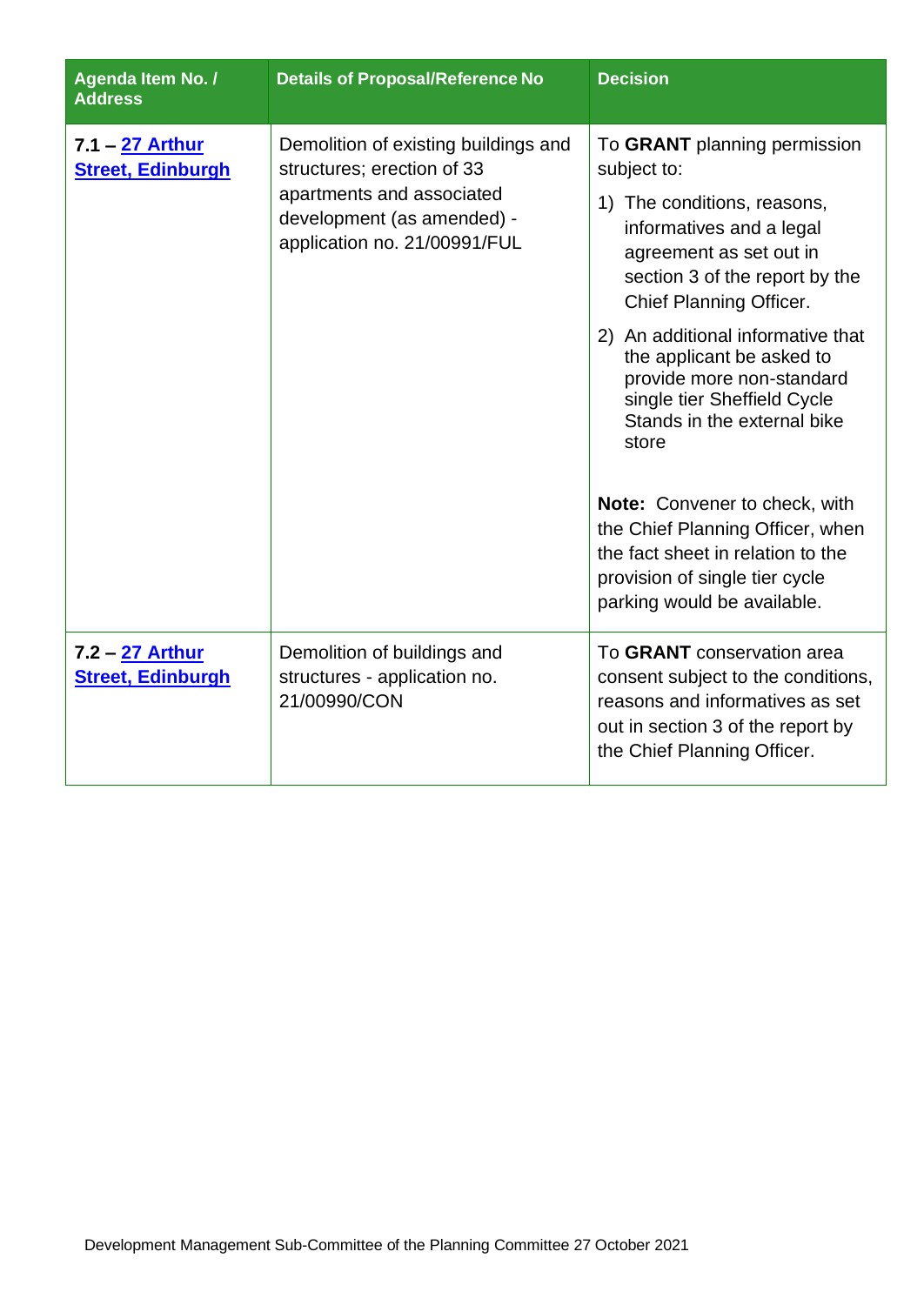| Agenda Item No. / Address | Details of Proposal/Reference No | Decision |
|---|---|---|
| **7.1 – 27 Arthur Street, Edinburgh** | Demolition of existing buildings and structures; erection of 33 apartments and associated development (as amended) - application no. 21/00991/FUL | To **GRANT** planning permission subject to:<br><br>1) The conditions, reasons, informatives and a legal agreement as set out in section 3 of the report by the Chief Planning Officer.<br><br>2) An additional informative that the applicant be asked to provide more non-standard single tier Sheffield Cycle Stands in the external bike store<br><br>**Note:** Convener to check, with the Chief Planning Officer, when the fact sheet in relation to the provision of single tier cycle parking would be available. |
| **7.2 – 27 Arthur Street, Edinburgh** | Demolition of buildings and structures - application no. 21/00990/CON | To **GRANT** conservation area consent subject to the conditions, reasons and informatives as set out in section 3 of the report by the Chief Planning Officer. |